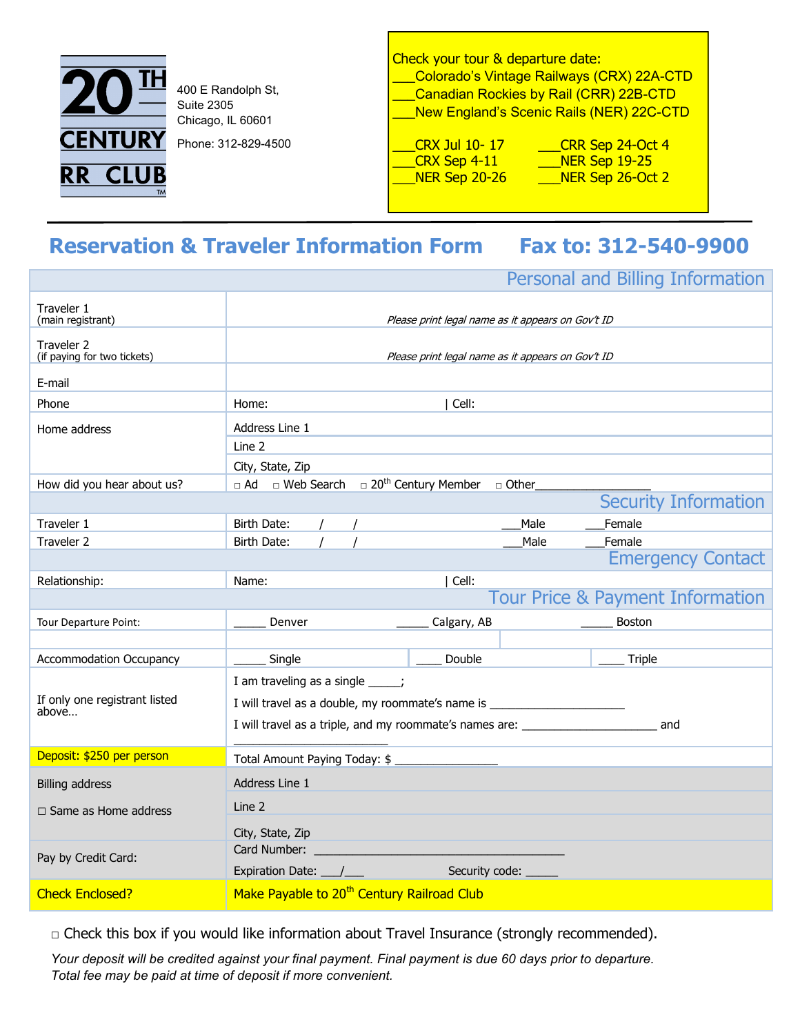**20TH CENTURY RR CLUB**™

400 E Randolph St,
Suite 2305
Chicago, IL 60601

Phone: 312-829-4500

Check your tour & departure date:

___Colorado's Vintage Railways (CRX) 22A-CTD
___Canadian Rockies by Rail (CRR) 22B-CTD
___New England's Scenic Rails (NER) 22C-CTD

| | |
|---|---|
| ___CRX Jul 10- 17 | ___CRR Sep 24-Oct 4 |
| ___CRX Sep 4-11 | ___NER Sep 19-25 |
| ___NER Sep 20-26 | ___NER Sep 26-Oct 2 |

## Reservation & Traveler Information Form     Fax to: 312-540-9900

| | | | |
|---|---|---|---|
| | **Personal and Billing Information** | | |
| Traveler 1 (main registrant) | *Please print legal name as it appears on Gov't ID* | | |
| Traveler 2 (if paying for two tickets) | *Please print legal name as it appears on Gov't ID* | | |
| E-mail | | | |
| Phone | Home: | Cell: | |
| Home address | Address Line 1 | | |
| | Line 2 | | |
| | City, State, Zip | | |
| How did you hear about us? | □ Ad □ Web Search □ 20th Century Member □ Other__________________ | | |
| | **Security Information** | | |
| Traveler 1 | Birth Date: / / | ___Male | ___Female |
| Traveler 2 | Birth Date: / / | ___Male | ___Female |
| | **Emergency Contact** | | |
| Relationship: | Name: | Cell: | |
| | **Tour Price & Payment Information** | | |
| Tour Departure Point: | _____ Denver | _____ Calgary, AB | _____ Boston |
| | | | |
| Accommodation Occupancy | _____ Single | ____ Double | ____ Triple |
| If only one registrant listed above… | I am traveling as a single _____; I will travel as a double, my roommate's name is _____________________ I will travel as a triple, and my roommate's names are: _____________________ and _______________________ | | |
| Deposit: $250 per person | Total Amount Paying Today: $ ________________ | | |
| Billing address □ Same as Home address | Address Line 1 | | |
| | Line 2 | | |
| | City, State, Zip | | |
| Pay by Credit Card: | Card Number: _______________________________________ Expiration Date: ___/___ Security code: _____ | | |
| Check Enclosed? | Make Payable to 20th Century Railroad Club | | |

□ Check this box if you would like information about Travel Insurance (strongly recommended).

*Your deposit will be credited against your final payment. Final payment is due 60 days prior to departure. Total fee may be paid at time of deposit if more convenient.*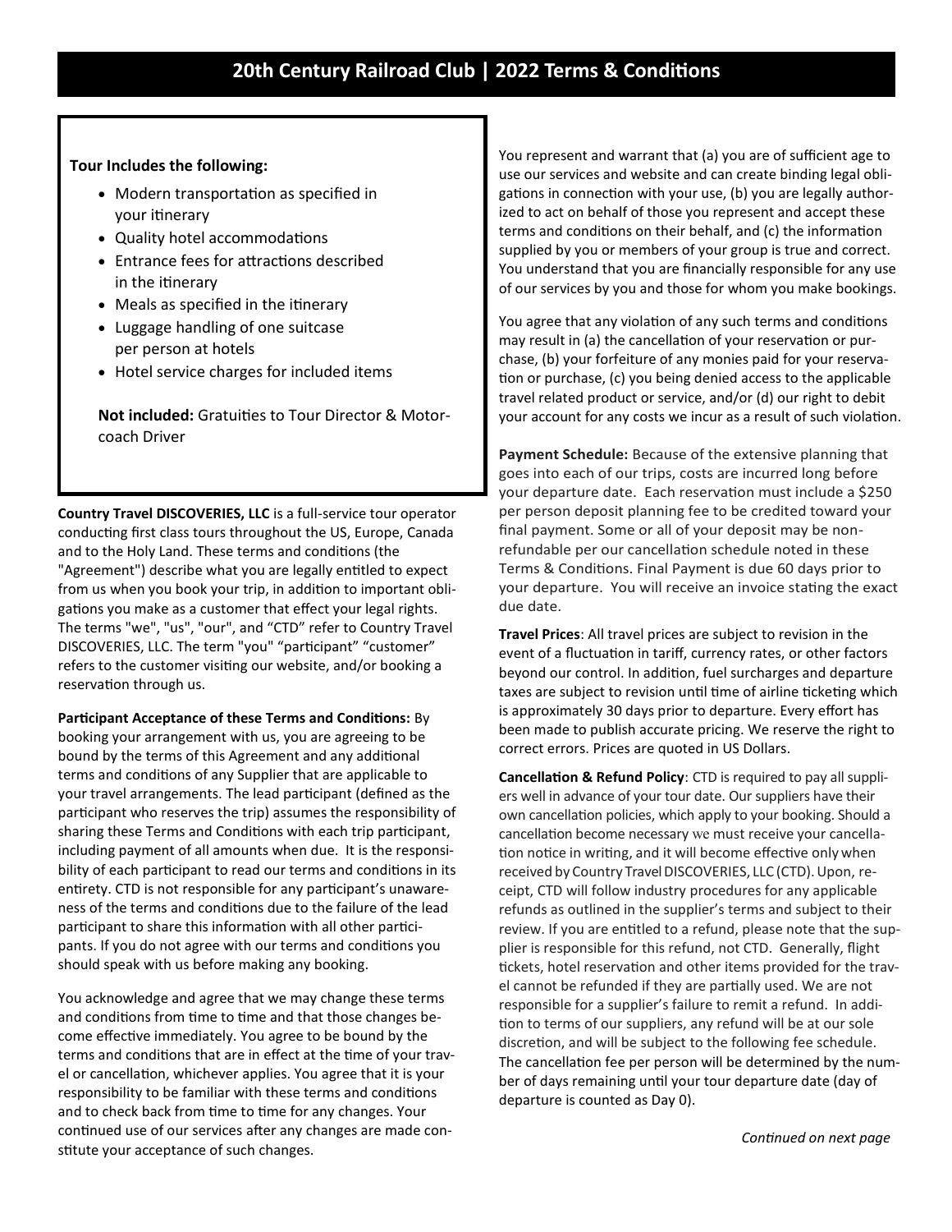# 20th Century Railroad Club | 2022 Terms & Conditions

**Tour Includes the following:**

- Modern transportation as specified in your itinerary
- Quality hotel accommodations
- Entrance fees for attractions described in the itinerary
- Meals as specified in the itinerary
- Luggage handling of one suitcase per person at hotels
- Hotel service charges for included items

**Not included:** Gratuities to Tour Director & Motorcoach Driver

**Country Travel DISCOVERIES, LLC** is a full-service tour operator conducting first class tours throughout the US, Europe, Canada and to the Holy Land. These terms and conditions (the "Agreement") describe what you are legally entitled to expect from us when you book your trip, in addition to important obligations you make as a customer that effect your legal rights. The terms "we", "us", "our", and "CTD" refer to Country Travel DISCOVERIES, LLC. The term "you" "participant" "customer" refers to the customer visiting our website, and/or booking a reservation through us.

**Participant Acceptance of these Terms and Conditions:** By booking your arrangement with us, you are agreeing to be bound by the terms of this Agreement and any additional terms and conditions of any Supplier that are applicable to your travel arrangements. The lead participant (defined as the participant who reserves the trip) assumes the responsibility of sharing these Terms and Conditions with each trip participant, including payment of all amounts when due. It is the responsibility of each participant to read our terms and conditions in its entirety. CTD is not responsible for any participant's unawareness of the terms and conditions due to the failure of the lead participant to share this information with all other participants. If you do not agree with our terms and conditions you should speak with us before making any booking.

You acknowledge and agree that we may change these terms and conditions from time to time and that those changes become effective immediately. You agree to be bound by the terms and conditions that are in effect at the time of your travel or cancellation, whichever applies. You agree that it is your responsibility to be familiar with these terms and conditions and to check back from time to time for any changes. Your continued use of our services after any changes are made constitute your acceptance of such changes.

You represent and warrant that (a) you are of sufficient age to use our services and website and can create binding legal obligations in connection with your use, (b) you are legally authorized to act on behalf of those you represent and accept these terms and conditions on their behalf, and (c) the information supplied by you or members of your group is true and correct. You understand that you are financially responsible for any use of our services by you and those for whom you make bookings.

You agree that any violation of any such terms and conditions may result in (a) the cancellation of your reservation or purchase, (b) your forfeiture of any monies paid for your reservation or purchase, (c) you being denied access to the applicable travel related product or service, and/or (d) our right to debit your account for any costs we incur as a result of such violation.

**Payment Schedule:** Because of the extensive planning that goes into each of our trips, costs are incurred long before your departure date. Each reservation must include a $250 per person deposit planning fee to be credited toward your final payment. Some or all of your deposit may be non-refundable per our cancellation schedule noted in these Terms & Conditions. Final Payment is due 60 days prior to your departure. You will receive an invoice stating the exact due date.

**Travel Prices**: All travel prices are subject to revision in the event of a fluctuation in tariff, currency rates, or other factors beyond our control. In addition, fuel surcharges and departure taxes are subject to revision until time of airline ticketing which is approximately 30 days prior to departure. Every effort has been made to publish accurate pricing. We reserve the right to correct errors. Prices are quoted in US Dollars.

**Cancellation & Refund Policy**: CTD is required to pay all suppliers well in advance of your tour date. Our suppliers have their own cancellation policies, which apply to your booking. Should a cancellation become necessary we must receive your cancellation notice in writing, and it will become effective only when received by Country Travel DISCOVERIES, LLC (CTD). Upon, receipt, CTD will follow industry procedures for any applicable refunds as outlined in the supplier's terms and subject to their review. If you are entitled to a refund, please note that the supplier is responsible for this refund, not CTD. Generally, flight tickets, hotel reservation and other items provided for the travel cannot be refunded if they are partially used. We are not responsible for a supplier's failure to remit a refund. In addition to terms of our suppliers, any refund will be at our sole discretion, and will be subject to the following fee schedule. The cancellation fee per person will be determined by the number of days remaining until your tour departure date (day of departure is counted as Day 0).

*Continued on next page*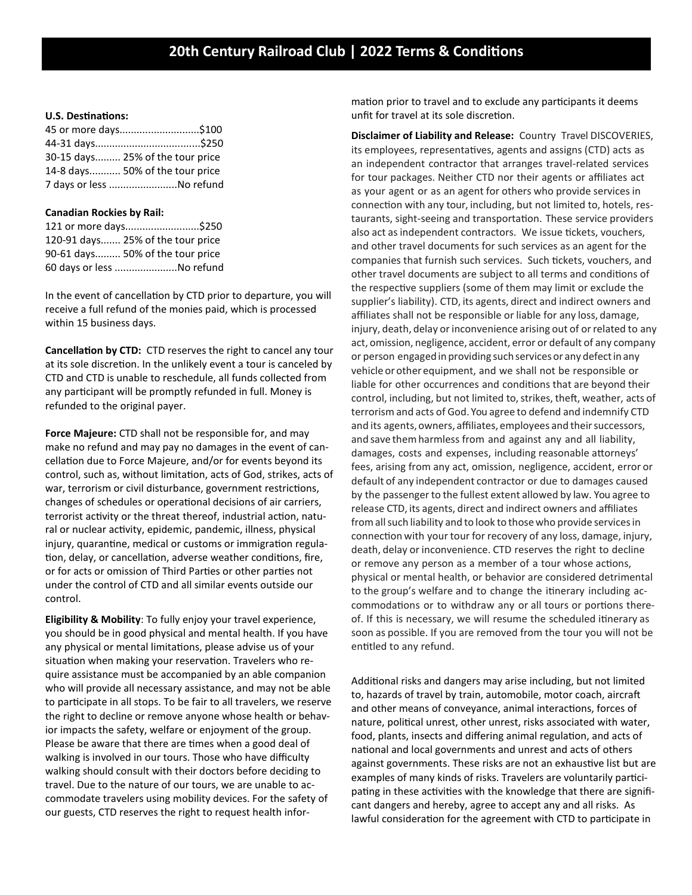# 20th Century Railroad Club | 2022 Terms & Conditions

**U.S. Destinations:**

45 or more days............................$100
44-31 days.....................................$250
30-15 days......... 25% of the tour price
14-8 days........... 50% of the tour price
7 days or less ........................No refund

**Canadian Rockies by Rail:**

121 or more days..........................$250
120-91 days....... 25% of the tour price
90-61 days......... 50% of the tour price
60 days or less ......................No refund

In the event of cancellation by CTD prior to departure, you will receive a full refund of the monies paid, which is processed within 15 business days.

**Cancellation by CTD:** CTD reserves the right to cancel any tour at its sole discretion. In the unlikely event a tour is canceled by CTD and CTD is unable to reschedule, all funds collected from any participant will be promptly refunded in full. Money is refunded to the original payer.

**Force Majeure:** CTD shall not be responsible for, and may make no refund and may pay no damages in the event of cancellation due to Force Majeure, and/or for events beyond its control, such as, without limitation, acts of God, strikes, acts of war, terrorism or civil disturbance, government restrictions, changes of schedules or operational decisions of air carriers, terrorist activity or the threat thereof, industrial action, natural or nuclear activity, epidemic, pandemic, illness, physical injury, quarantine, medical or customs or immigration regulation, delay, or cancellation, adverse weather conditions, fire, or for acts or omission of Third Parties or other parties not under the control of CTD and all similar events outside our control.

**Eligibility & Mobility**: To fully enjoy your travel experience, you should be in good physical and mental health. If you have any physical or mental limitations, please advise us of your situation when making your reservation. Travelers who require assistance must be accompanied by an able companion who will provide all necessary assistance, and may not be able to participate in all stops. To be fair to all travelers, we reserve the right to decline or remove anyone whose health or behavior impacts the safety, welfare or enjoyment of the group. Please be aware that there are times when a good deal of walking is involved in our tours. Those who have difficulty walking should consult with their doctors before deciding to travel. Due to the nature of our tours, we are unable to accommodate travelers using mobility devices. For the safety of our guests, CTD reserves the right to request health information prior to travel and to exclude any participants it deems unfit for travel at its sole discretion.

**Disclaimer of Liability and Release:** Country Travel DISCOVERIES, its employees, representatives, agents and assigns (CTD) acts as an independent contractor that arranges travel-related services for tour packages. Neither CTD nor their agents or affiliates act as your agent or as an agent for others who provide services in connection with any tour, including, but not limited to, hotels, restaurants, sight-seeing and transportation. These service providers also act as independent contractors. We issue tickets, vouchers, and other travel documents for such services as an agent for the companies that furnish such services. Such tickets, vouchers, and other travel documents are subject to all terms and conditions of the respective suppliers (some of them may limit or exclude the supplier's liability). CTD, its agents, direct and indirect owners and affiliates shall not be responsible or liable for any loss, damage, injury, death, delay or inconvenience arising out of or related to any act, omission, negligence, accident, error or default of any company or person engaged in providing such services or any defect in any vehicle or other equipment, and we shall not be responsible or liable for other occurrences and conditions that are beyond their control, including, but not limited to, strikes, theft, weather, acts of terrorism and acts of God. You agree to defend and indemnify CTD and its agents, owners, affiliates, employees and their successors, and save them harmless from and against any and all liability, damages, costs and expenses, including reasonable attorneys' fees, arising from any act, omission, negligence, accident, error or default of any independent contractor or due to damages caused by the passenger to the fullest extent allowed by law. You agree to release CTD, its agents, direct and indirect owners and affiliates from all such liability and to look to those who provide services in connection with your tour for recovery of any loss, damage, injury, death, delay or inconvenience. CTD reserves the right to decline or remove any person as a member of a tour whose actions, physical or mental health, or behavior are considered detrimental to the group's welfare and to change the itinerary including accommodations or to withdraw any or all tours or portions thereof. If this is necessary, we will resume the scheduled itinerary as soon as possible. If you are removed from the tour you will not be entitled to any refund.

Additional risks and dangers may arise including, but not limited to, hazards of travel by train, automobile, motor coach, aircraft and other means of conveyance, animal interactions, forces of nature, political unrest, other unrest, risks associated with water, food, plants, insects and differing animal regulation, and acts of national and local governments and unrest and acts of others against governments. These risks are not an exhaustive list but are examples of many kinds of risks. Travelers are voluntarily participating in these activities with the knowledge that there are significant dangers and hereby, agree to accept any and all risks. As lawful consideration for the agreement with CTD to participate in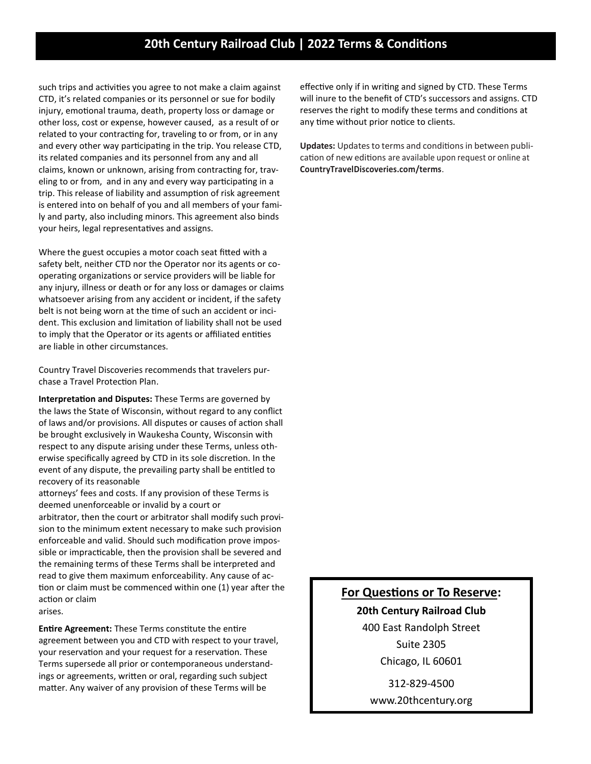such trips and activities you agree to not make a claim against CTD, it's related companies or its personnel or sue for bodily injury, emotional trauma, death, property loss or damage or other loss, cost or expense, however caused, as a result of or related to your contracting for, traveling to or from, or in any and every other way participating in the trip. You release CTD, its related companies and its personnel from any and all claims, known or unknown, arising from contracting for, traveling to or from, and in any and every way participating in a trip. This release of liability and assumption of risk agreement is entered into on behalf of you and all members of your family and party, also including minors. This agreement also binds your heirs, legal representatives and assigns.

Where the guest occupies a motor coach seat fitted with a safety belt, neither CTD nor the Operator nor its agents or co-operating organizations or service providers will be liable for any injury, illness or death or for any loss or damages or claims whatsoever arising from any accident or incident, if the safety belt is not being worn at the time of such an accident or incident. This exclusion and limitation of liability shall not be used to imply that the Operator or its agents or affiliated entities are liable in other circumstances.

Country Travel Discoveries recommends that travelers purchase a Travel Protection Plan.

**Interpretation and Disputes:** These Terms are governed by the laws the State of Wisconsin, without regard to any conflict of laws and/or provisions. All disputes or causes of action shall be brought exclusively in Waukesha County, Wisconsin with respect to any dispute arising under these Terms, unless otherwise specifically agreed by CTD in its sole discretion. In the event of any dispute, the prevailing party shall be entitled to recovery of its reasonable attorneys' fees and costs. If any provision of these Terms is deemed unenforceable or invalid by a court or arbitrator, then the court or arbitrator shall modify such provision to the minimum extent necessary to make such provision enforceable and valid. Should such modification prove impossible or impracticable, then the provision shall be severed and the remaining terms of these Terms shall be interpreted and read to give them maximum enforceability. Any cause of action or claim must be commenced within one (1) year after the action or claim arises.

**Entire Agreement:** These Terms constitute the entire agreement between you and CTD with respect to your travel, your reservation and your request for a reservation. These Terms supersede all prior or contemporaneous understandings or agreements, written or oral, regarding such subject matter. Any waiver of any provision of these Terms will be effective only if in writing and signed by CTD. These Terms will inure to the benefit of CTD's successors and assigns. CTD reserves the right to modify these terms and conditions at any time without prior notice to clients.

**Updates:** Updates to terms and conditions in between publication of new editions are available upon request or online at **CountryTravelDiscoveries.com/terms**.

## For Questions or To Reserve:

**20th Century Railroad Club**

400 East Randolph Street

Suite 2305

Chicago, IL 60601

312-829-4500

www.20thcentury.org